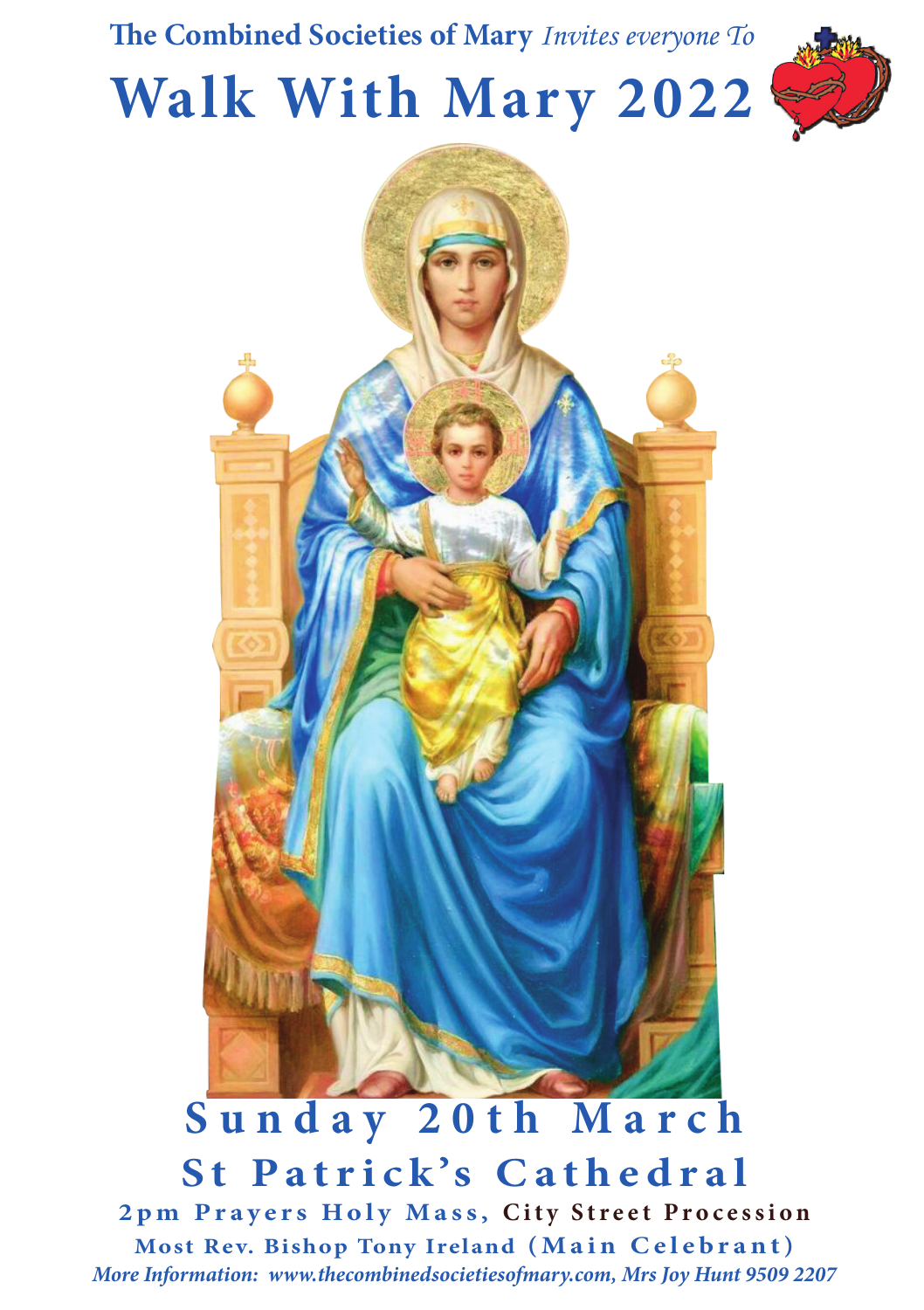**The Combined Societies of Mary** *Invites everyone To*

# Walk With Mary 2022

## Sunday 20th March

## St Patrick's Cathedral

**2pm Prayers Holy Mass, City Street Procession**

**Most Rev. Bishop Tony Ireland (Main Celebrant)**

***More Information: www.thecombinedsocietiesofmary.com, Mrs Joy Hunt 9509 2207***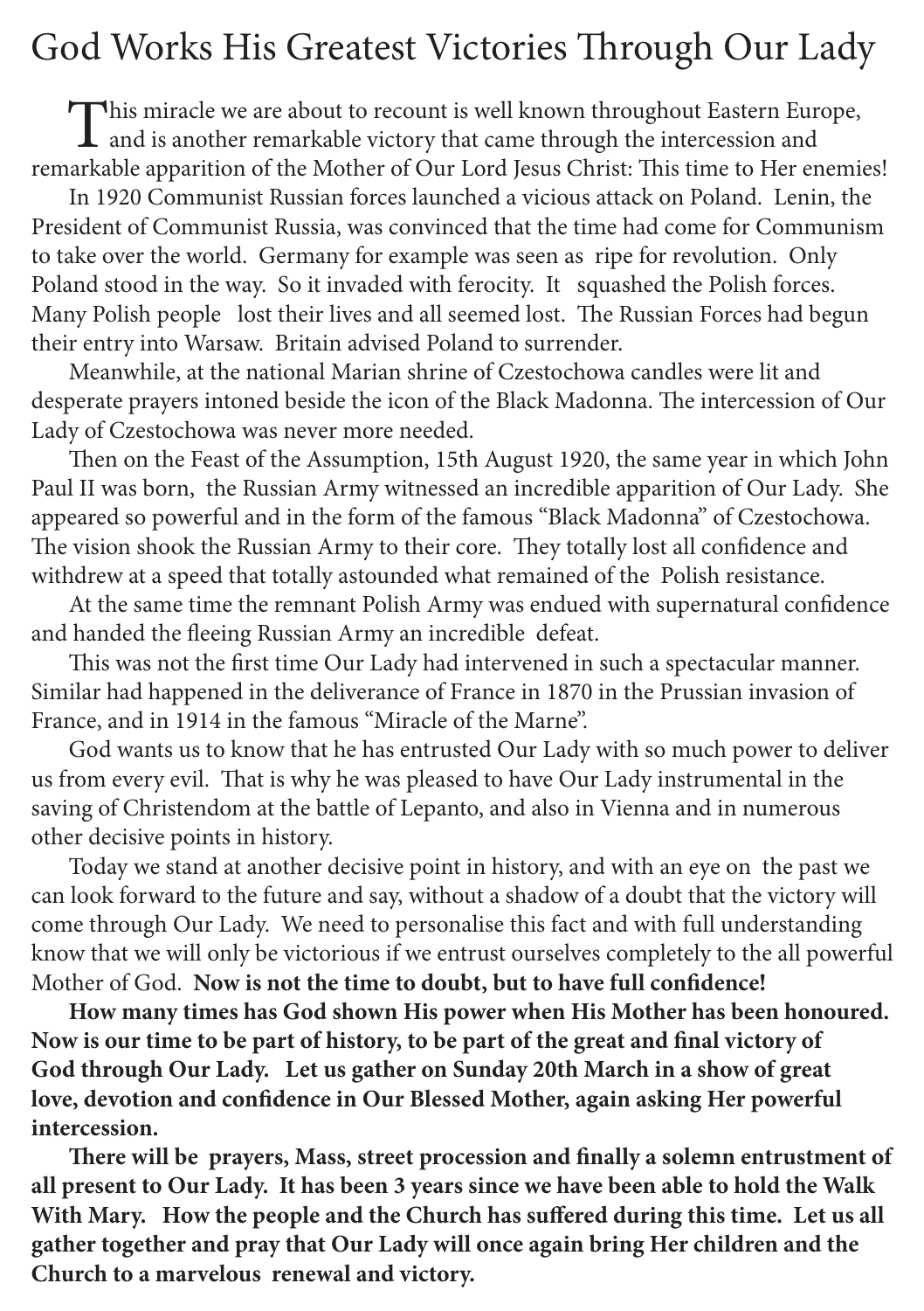# God Works His Greatest Victories Through Our Lady

This miracle we are about to recount is well known throughout Eastern Europe, and is another remarkable victory that came through the intercession and remarkable apparition of the Mother of Our Lord Jesus Christ: This time to Her enemies!

In 1920 Communist Russian forces launched a vicious attack on Poland. Lenin, the President of Communist Russia, was convinced that the time had come for Communism to take over the world. Germany for example was seen as ripe for revolution. Only Poland stood in the way. So it invaded with ferocity. It squashed the Polish forces. Many Polish people lost their lives and all seemed lost. The Russian Forces had begun their entry into Warsaw. Britain advised Poland to surrender.

Meanwhile, at the national Marian shrine of Czestochowa candles were lit and desperate prayers intoned beside the icon of the Black Madonna. The intercession of Our Lady of Czestochowa was never more needed.

Then on the Feast of the Assumption, 15th August 1920, the same year in which John Paul II was born, the Russian Army witnessed an incredible apparition of Our Lady. She appeared so powerful and in the form of the famous "Black Madonna" of Czestochowa. The vision shook the Russian Army to their core. They totally lost all confidence and withdrew at a speed that totally astounded what remained of the Polish resistance.

At the same time the remnant Polish Army was endued with supernatural confidence and handed the fleeing Russian Army an incredible defeat.

This was not the first time Our Lady had intervened in such a spectacular manner. Similar had happened in the deliverance of France in 1870 in the Prussian invasion of France, and in 1914 in the famous "Miracle of the Marne".

God wants us to know that he has entrusted Our Lady with so much power to deliver us from every evil. That is why he was pleased to have Our Lady instrumental in the saving of Christendom at the battle of Lepanto, and also in Vienna and in numerous other decisive points in history.

Today we stand at another decisive point in history, and with an eye on the past we can look forward to the future and say, without a shadow of a doubt that the victory will come through Our Lady. We need to personalise this fact and with full understanding know that we will only be victorious if we entrust ourselves completely to the all powerful Mother of God. **Now is not the time to doubt, but to have full confidence!**

**How many times has God shown His power when His Mother has been honoured. Now is our time to be part of history, to be part of the great and final victory of God through Our Lady. Let us gather on Sunday 20th March in a show of great love, devotion and confidence in Our Blessed Mother, again asking Her powerful intercession.**

**There will be prayers, Mass, street procession and finally a solemn entrustment of all present to Our Lady. It has been 3 years since we have been able to hold the Walk With Mary. How the people and the Church has suffered during this time. Let us all gather together and pray that Our Lady will once again bring Her children and the Church to a marvelous renewal and victory.**